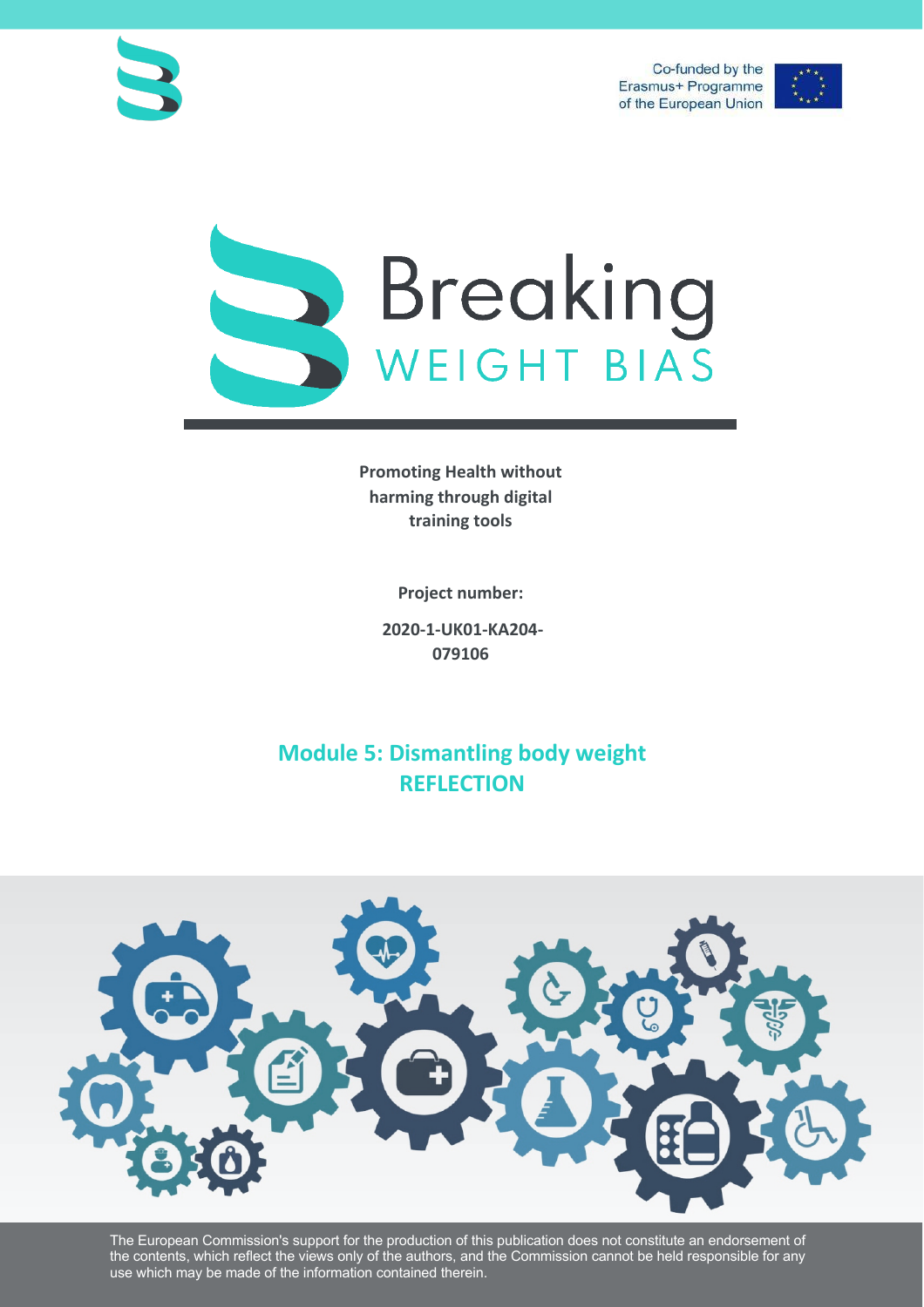Co-funded by the Erasmus+ Programme of the European Union

# Breaking WEIGHT BIAS

**Promoting Health without harming through digital training tools**

**Project number:**

**2020-1-UK01-KA204-079106**

## Module 5: Dismantling body weight REFLECTION

The European Commission's support for the production of this publication does not constitute an endorsement of the contents, which reflect the views only of the authors, and the Commission cannot be held responsible for any use which may be made of the information contained therein.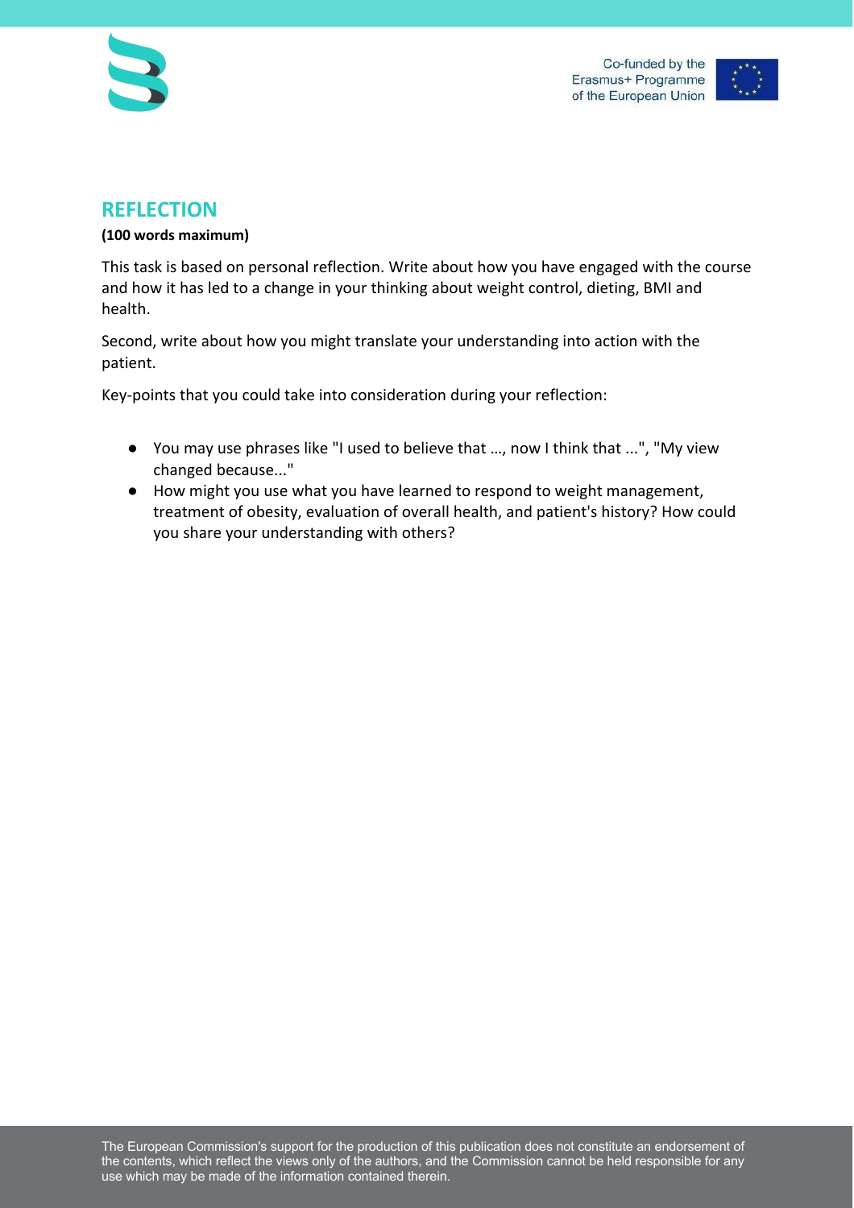## REFLECTION

**(100 words maximum)**

This task is based on personal reflection. Write about how you have engaged with the course and how it has led to a change in your thinking about weight control, dieting, BMI and health.

Second, write about how you might translate your understanding into action with the patient.

Key-points that you could take into consideration during your reflection:

- You may use phrases like "I used to believe that …, now I think that ...", "My view changed because..."
- How might you use what you have learned to respond to weight management, treatment of obesity, evaluation of overall health, and patient's history? How could you share your understanding with others?

The European Commission's support for the production of this publication does not constitute an endorsement of the contents, which reflect the views only of the authors, and the Commission cannot be held responsible for any use which may be made of the information contained therein.